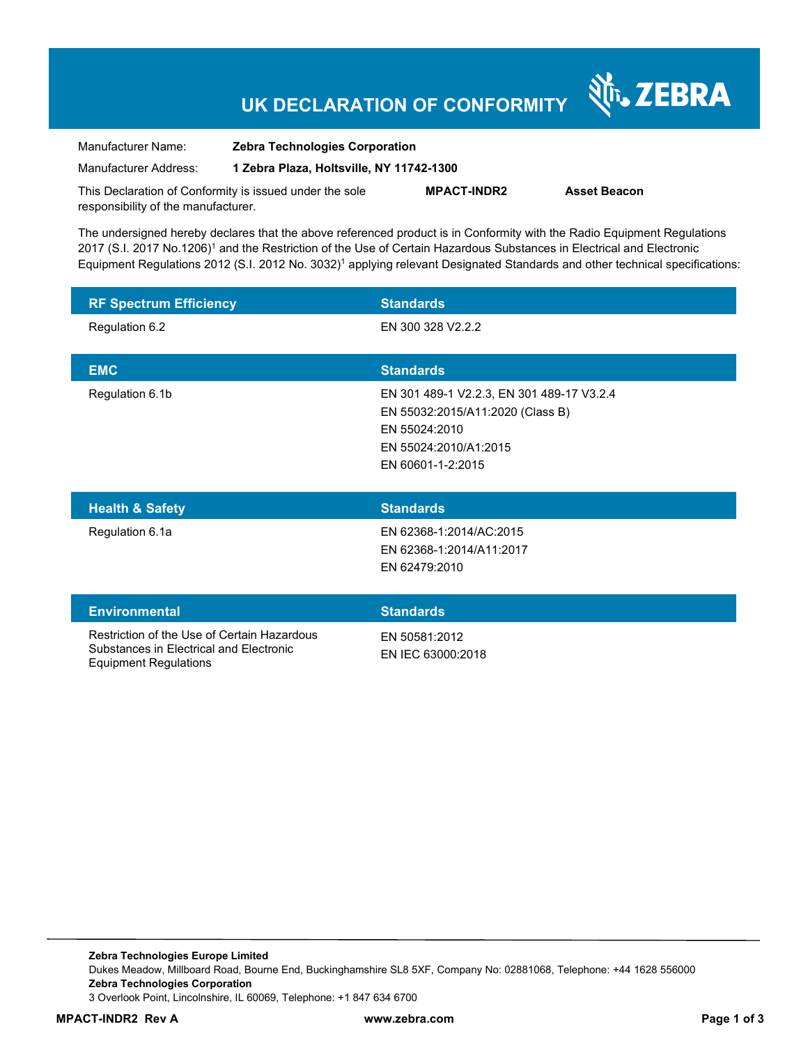# UK DECLARATION OF CONFORMITY

ZEBRA

Manufacturer Name: **Zebra Technologies Corporation**

Manufacturer Address: **1 Zebra Plaza, Holtsville, NY 11742-1300**

This Declaration of Conformity is issued under the sole responsibility of the manufacturer. **MPACT-INDR2** **Asset Beacon**

The undersigned hereby declares that the above referenced product is in Conformity with the Radio Equipment Regulations 2017 (S.I. 2017 No.1206)[1] and the Restriction of the Use of Certain Hazardous Substances in Electrical and Electronic Equipment Regulations 2012 (S.I. 2012 No. 3032)[1] applying relevant Designated Standards and other technical specifications:

| RF Spectrum Efficiency | Standards |
| --- | --- |
| Regulation 6.2 | EN 300 328 V2.2.2 |

| EMC | Standards |
| --- | --- |
| Regulation 6.1b | EN 301 489-1 V2.2.3, EN 301 489-17 V3.2.4<br>EN 55032:2015/A11:2020 (Class B)<br>EN 55024:2010<br>EN 55024:2010/A1:2015<br>EN 60601-1-2:2015 |

| Health & Safety | Standards |
| --- | --- |
| Regulation 6.1a | EN 62368-1:2014/AC:2015<br>EN 62368-1:2014/A11:2017<br>EN 62479:2010 |

| Environmental | Standards |
| --- | --- |
| Restriction of the Use of Certain Hazardous Substances in Electrical and Electronic Equipment Regulations | EN 50581:2012<br>EN IEC 63000:2018 |

**Zebra Technologies Europe Limited**
Dukes Meadow, Millboard Road, Bourne End, Buckinghamshire SL8 5XF, Company No: 02881068, Telephone: +44 1628 556000
**Zebra Technologies Corporation**
3 Overlook Point, Lincolnshire, IL 60069, Telephone: +1 847 634 6700

**MPACT-INDR2 Rev A** **www.zebra.com**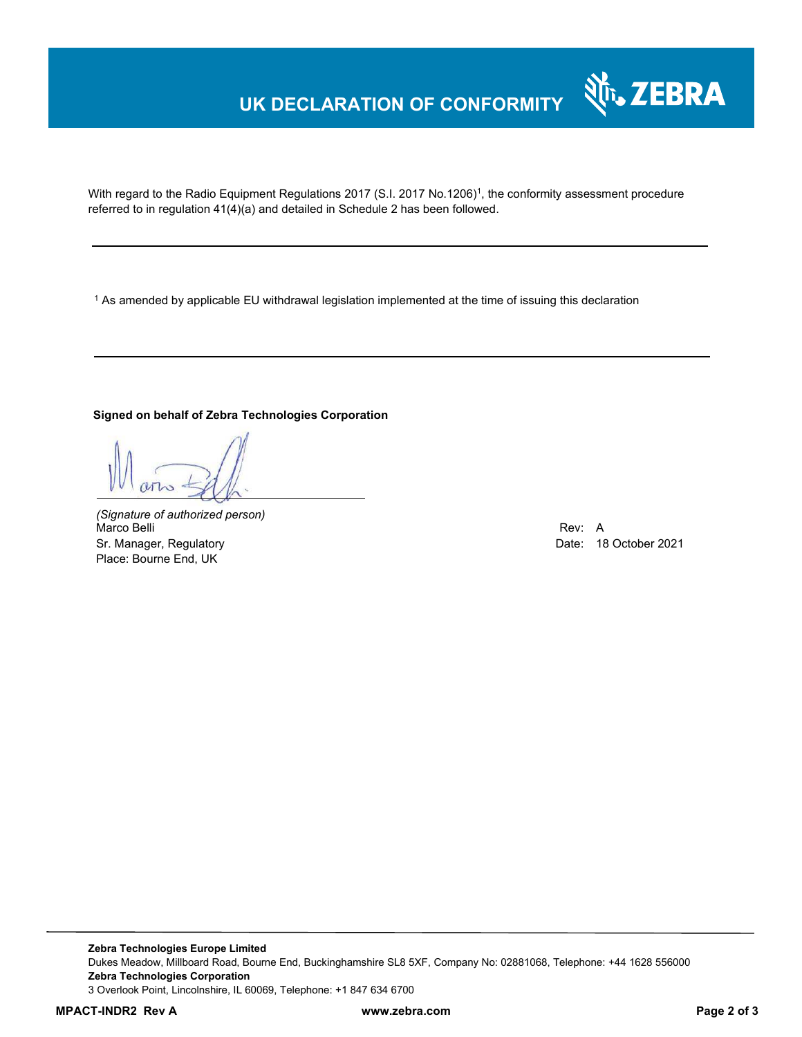# UK DECLARATION OF CONFORMITY

With regard to the Radio Equipment Regulations 2017 (S.I. 2017 No.1206)[1], the conformity assessment procedure referred to in regulation 41(4)(a) and detailed in Schedule 2 has been followed.

---

[1] As amended by applicable EU withdrawal legislation implemented at the time of issuing this declaration

---

**Signed on behalf of Zebra Technologies Corporation**

*(Signature of authorized person)*
Marco Belli
Sr. Manager, Regulatory
Place: Bourne End, UK

Rev: A
Date: 18 October 2021

**Zebra Technologies Europe Limited**
Dukes Meadow, Millboard Road, Bourne End, Buckinghamshire SL8 5XF, Company No: 02881068, Telephone: +44 1628 556000
**Zebra Technologies Corporation**
3 Overlook Point, Lincolnshire, IL 60069, Telephone: +1 847 634 6700

**MPACT-INDR2 Rev A** **www.zebra.com**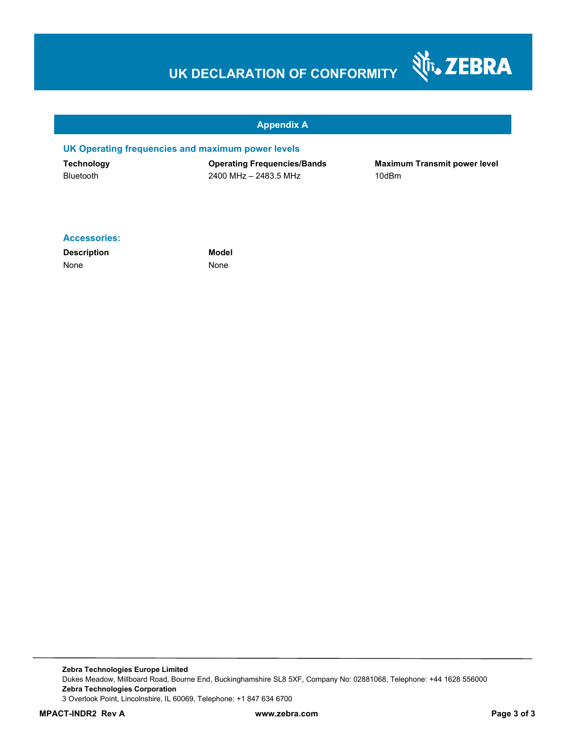# UK DECLARATION OF CONFORMITY

## Appendix A

### UK Operating frequencies and maximum power levels

| Technology | Operating Frequencies/Bands | Maximum Transmit power level |
|---|---|---|
| Bluetooth | 2400 MHz – 2483.5 MHz | 10dBm |

### Accessories:

| Description | Model |
|---|---|
| None | None |

**Zebra Technologies Europe Limited**
Dukes Meadow, Millboard Road, Bourne End, Buckinghamshire SL8 5XF, Company No: 02881068, Telephone: +44 1628 556000
**Zebra Technologies Corporation**
3 Overlook Point, Lincolnshire, IL 60069, Telephone: +1 847 634 6700

**MPACT-INDR2 Rev A** **www.zebra.com**